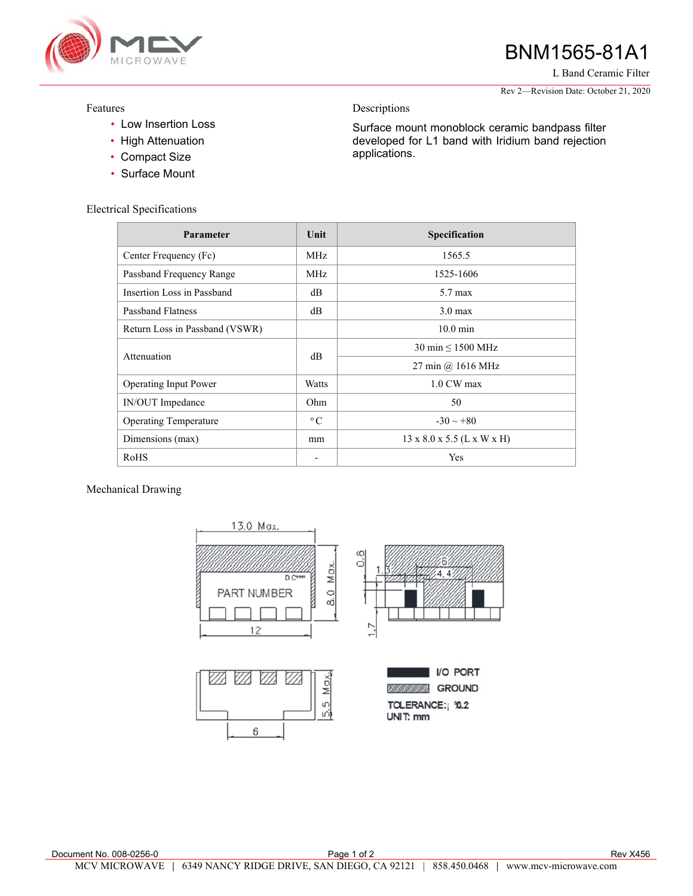# BNM1565-81A1

L Band Ceramic Filter

Rev 2—Revision Date: October 21, 2020

## Features

- Low Insertion Loss
- High Attenuation
- Compact Size
- Surface Mount

## Descriptions

Surface mount monoblock ceramic bandpass filter developed for L1 band with Iridium band rejection applications.

## Electrical Specifications

| Parameter | Unit | Specification |
|---|---|---|
| Center Frequency (Fc) | MHz | 1565.5 |
| Passband Frequency Range | MHz | 1525-1606 |
| Insertion Loss in Passband | dB | 5.7 max |
| Passband Flatness | dB | 3.0 max |
| Return Loss in Passband (VSWR) | | 10.0 min |
| Attenuation | dB | 30 min ≤ 1500 MHz |
| | | 27 min @ 1616 MHz |
| Operating Input Power | Watts | 1.0 CW max |
| IN/OUT Impedance | Ohm | 50 |
| Operating Temperature | °C | -30 ~ +80 |
| Dimensions (max) | mm | 13 x 8.0 x 5.5 (L x W x H) |
| RoHS | - | Yes |

## Mechanical Drawing

13.0 Max.

8.0 Max.

12

D.C

PART NUMBER

0.8

1.3

6

4.4

1.7

5.5 Max.

6

I/O PORT

GROUND

TOLERANCE: ±0.2

UNIT: mm

Document No. 008-0256-0

Rev X456

MCV MICROWAVE | 6349 NANCY RIDGE DRIVE, SAN DIEGO, CA 92121 | 858.450.0468 | www.mcv-microwave.com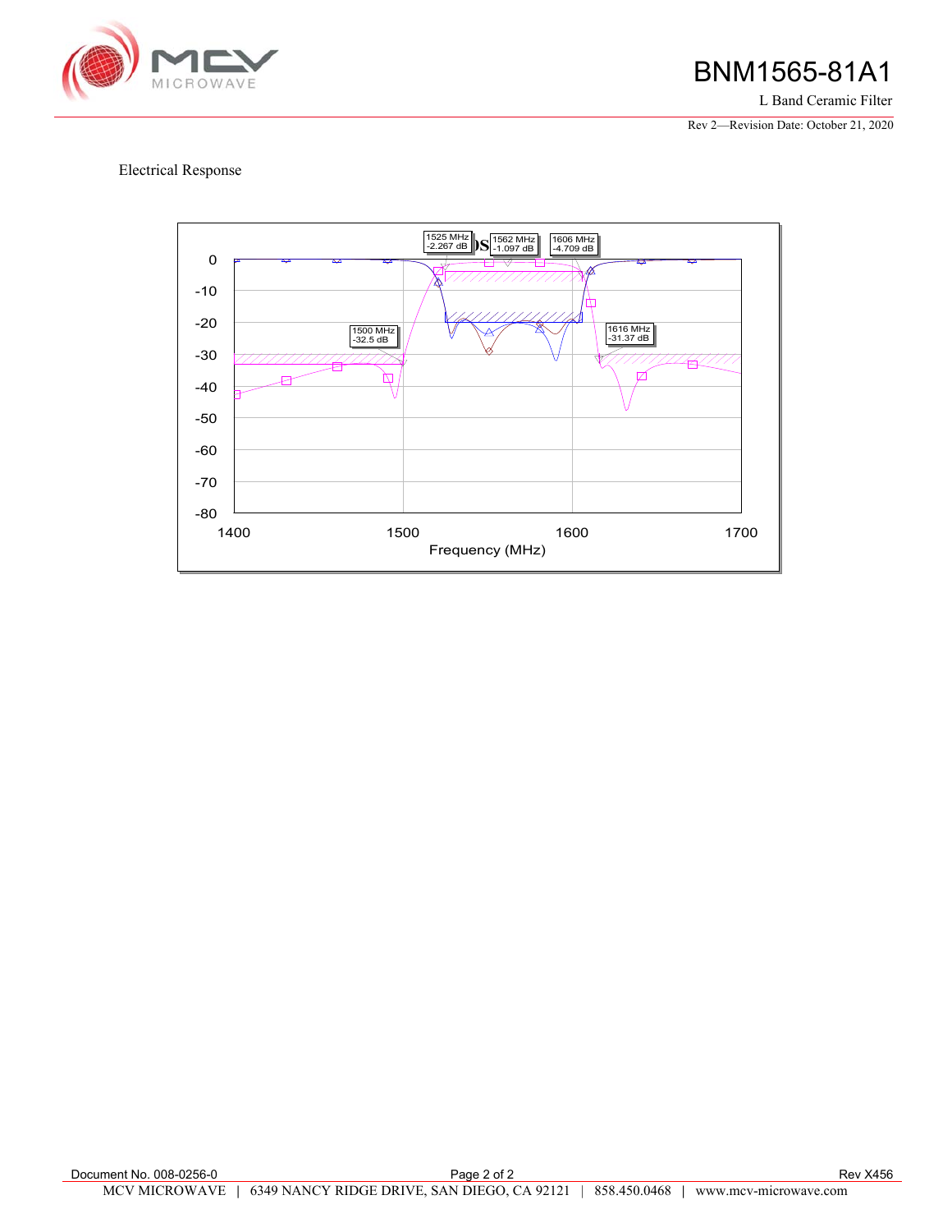Electrical Response

1525 MHz
-2.267 dB

1562 MHz
-1.097 dB

1606 MHz
-4.709 dB

1500 MHz
-32.5 dB

1616 MHz
-31.37 dB

0
-10
-20
-30
-40
-50
-60
-70
-80

1400
1500
1600
1700

Frequency (MHz)